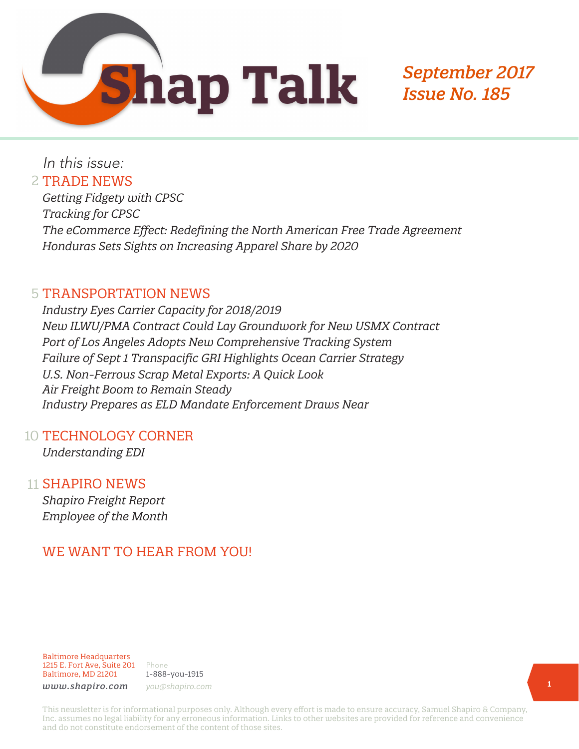# Shap Talk

**September 2017**
**Issue No. 185**

*In this issue:*

## 2 TRADE NEWS

*Getting Fidgety with CPSC*
*Tracking for CPSC*
*The eCommerce Effect: Redefining the North American Free Trade Agreement*
*Honduras Sets Sights on Increasing Apparel Share by 2020*

## 5 TRANSPORTATION NEWS

*Industry Eyes Carrier Capacity for 2018/2019*
*New ILWU/PMA Contract Could Lay Groundwork for New USMX Contract*
*Port of Los Angeles Adopts New Comprehensive Tracking System*
*Failure of Sept 1 Transpacific GRI Highlights Ocean Carrier Strategy*
*U.S. Non-Ferrous Scrap Metal Exports: A Quick Look*
*Air Freight Boom to Remain Steady*
*Industry Prepares as ELD Mandate Enforcement Draws Near*

## 10 TECHNOLOGY CORNER

*Understanding EDI*

## 11 SHAPIRO NEWS

*Shapiro Freight Report*
*Employee of the Month*

## WE WANT TO HEAR FROM YOU!

Baltimore Headquarters
1215 E. Fort Ave, Suite 201
Baltimore, MD 21201
*www.shapiro.com*

Phone
1-888-you-1915
*you@shapiro.com*

This newsletter is for informational purposes only. Although every effort is made to ensure accuracy, Samuel Shapiro & Company, Inc. assumes no legal liability for any erroneous information. Links to other websites are provided for reference and convenience and do not constitute endorsement of the content of those sites.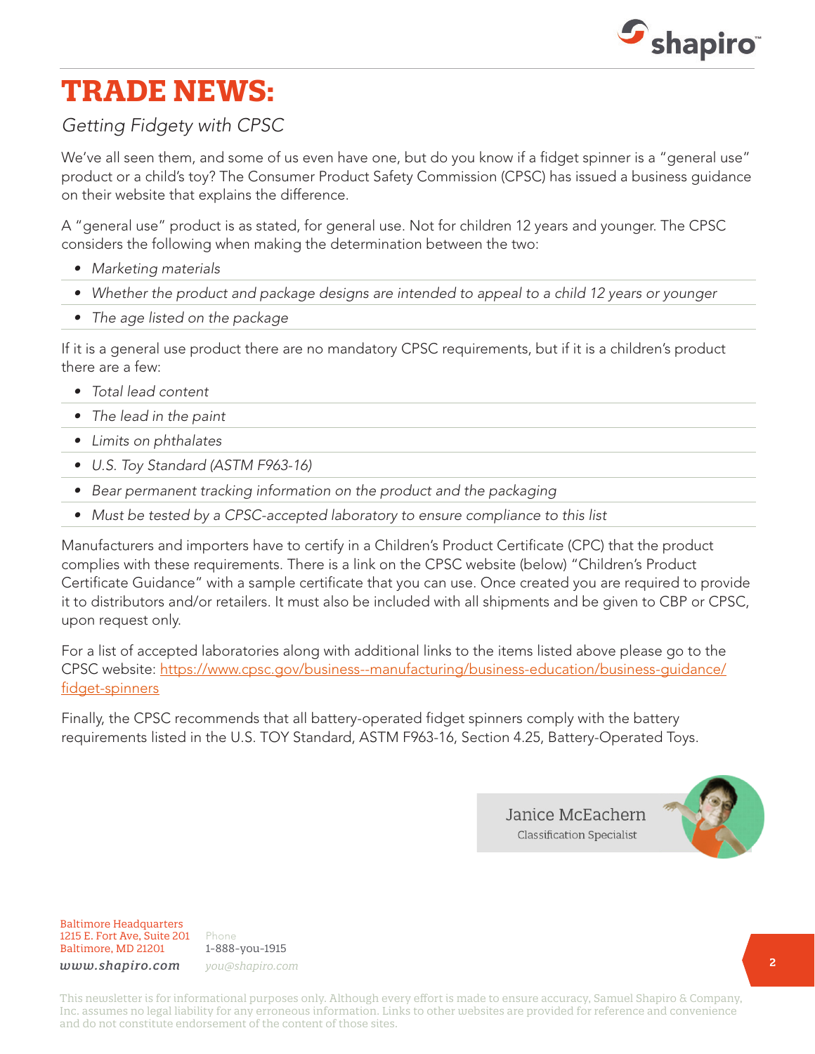# TRADE NEWS:

## *Getting Fidgety with CPSC*

We've all seen them, and some of us even have one, but do you know if a fidget spinner is a "general use" product or a child's toy? The Consumer Product Safety Commission (CPSC) has issued a business guidance on their website that explains the difference.

A "general use" product is as stated, for general use. Not for children 12 years and younger. The CPSC considers the following when making the determination between the two:

- *Marketing materials*
- *Whether the product and package designs are intended to appeal to a child 12 years or younger*
- *The age listed on the package*

If it is a general use product there are no mandatory CPSC requirements, but if it is a children's product there are a few:

- *Total lead content*
- *The lead in the paint*
- *Limits on phthalates*
- *U.S. Toy Standard (ASTM F963-16)*
- *Bear permanent tracking information on the product and the packaging*
- *Must be tested by a CPSC-accepted laboratory to ensure compliance to this list*

Manufacturers and importers have to certify in a Children's Product Certificate (CPC) that the product complies with these requirements. There is a link on the CPSC website (below) "Children's Product Certificate Guidance" with a sample certificate that you can use. Once created you are required to provide it to distributors and/or retailers. It must also be included with all shipments and be given to CBP or CPSC, upon request only.

For a list of accepted laboratories along with additional links to the items listed above please go to the CPSC website: [https://www.cpsc.gov/business--manufacturing/business-education/business-guidance/fidget-spinners](https://www.cpsc.gov/business--manufacturing/business-education/business-guidance/fidget-spinners)

Finally, the CPSC recommends that all battery-operated fidget spinners comply with the battery requirements listed in the U.S. TOY Standard, ASTM F963-16, Section 4.25, Battery-Operated Toys.

Janice McEachern
Classification Specialist

Baltimore Headquarters
1215 E. Fort Ave, Suite 201
Baltimore, MD 21201
www.shapiro.com

Phone
1-888-you-1915
you@shapiro.com

This newsletter is for informational purposes only. Although every effort is made to ensure accuracy, Samuel Shapiro & Company, Inc. assumes no legal liability for any erroneous information. Links to other websites are provided for reference and convenience and do not constitute endorsement of the content of those sites.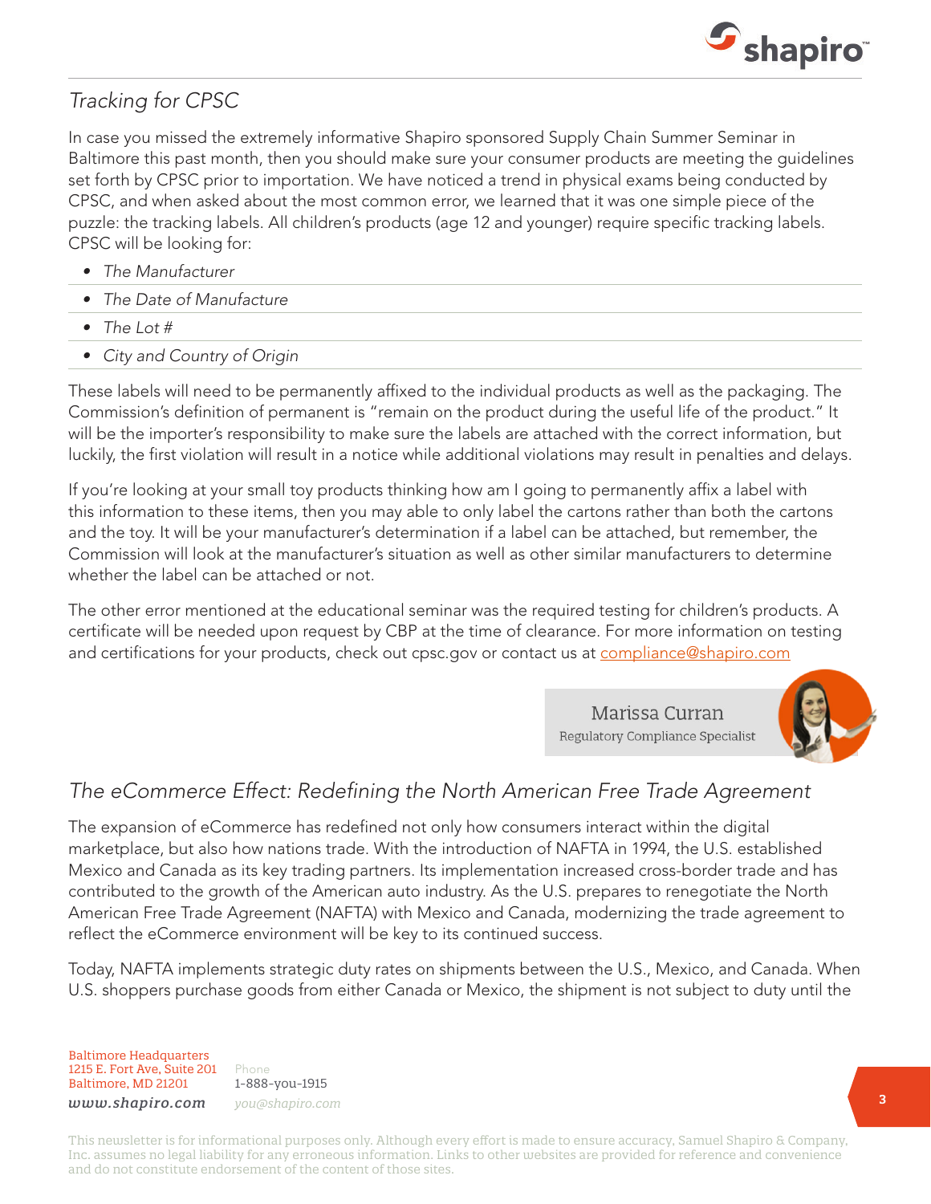## *Tracking for CPSC*

In case you missed the extremely informative Shapiro sponsored Supply Chain Summer Seminar in Baltimore this past month, then you should make sure your consumer products are meeting the guidelines set forth by CPSC prior to importation. We have noticed a trend in physical exams being conducted by CPSC, and when asked about the most common error, we learned that it was one simple piece of the puzzle: the tracking labels. All children's products (age 12 and younger) require specific tracking labels. CPSC will be looking for:

- *The Manufacturer*
- *The Date of Manufacture*
- *The Lot #*
- *City and Country of Origin*

These labels will need to be permanently affixed to the individual products as well as the packaging. The Commission's definition of permanent is "remain on the product during the useful life of the product." It will be the importer's responsibility to make sure the labels are attached with the correct information, but luckily, the first violation will result in a notice while additional violations may result in penalties and delays.

If you're looking at your small toy products thinking how am I going to permanently affix a label with this information to these items, then you may able to only label the cartons rather than both the cartons and the toy. It will be your manufacturer's determination if a label can be attached, but remember, the Commission will look at the manufacturer's situation as well as other similar manufacturers to determine whether the label can be attached or not.

The other error mentioned at the educational seminar was the required testing for children's products. A certificate will be needed upon request by CBP at the time of clearance. For more information on testing and certifications for your products, check out cpsc.gov or contact us at compliance@shapiro.com

Marissa Curran
Regulatory Compliance Specialist

## *The eCommerce Effect: Redefining the North American Free Trade Agreement*

The expansion of eCommerce has redefined not only how consumers interact within the digital marketplace, but also how nations trade. With the introduction of NAFTA in 1994, the U.S. established Mexico and Canada as its key trading partners. Its implementation increased cross-border trade and has contributed to the growth of the American auto industry. As the U.S. prepares to renegotiate the North American Free Trade Agreement (NAFTA) with Mexico and Canada, modernizing the trade agreement to reflect the eCommerce environment will be key to its continued success.

Today, NAFTA implements strategic duty rates on shipments between the U.S., Mexico, and Canada. When U.S. shoppers purchase goods from either Canada or Mexico, the shipment is not subject to duty until the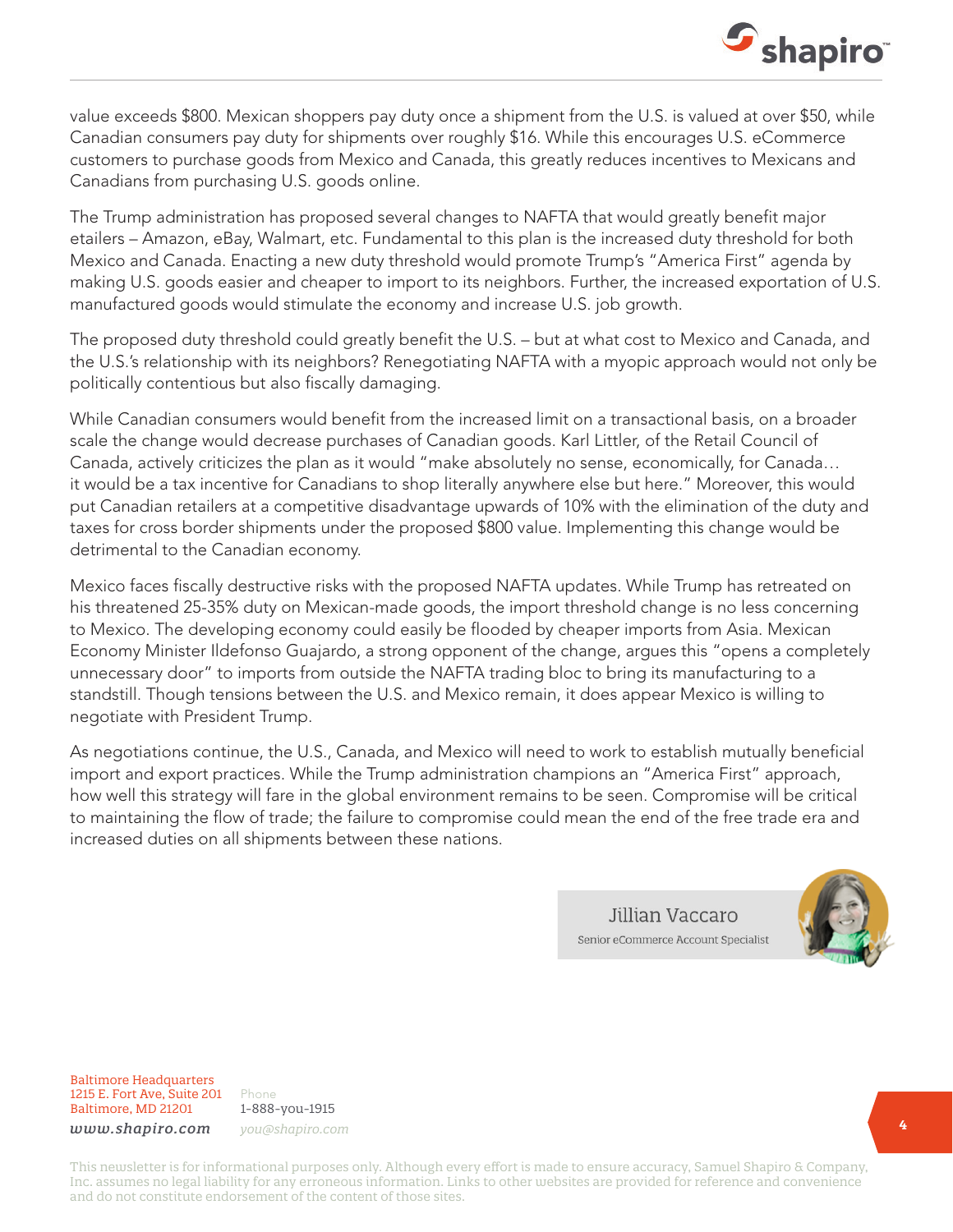value exceeds $800. Mexican shoppers pay duty once a shipment from the U.S. is valued at over $50, while Canadian consumers pay duty for shipments over roughly $16. While this encourages U.S. eCommerce customers to purchase goods from Mexico and Canada, this greatly reduces incentives to Mexicans and Canadians from purchasing U.S. goods online.

The Trump administration has proposed several changes to NAFTA that would greatly benefit major etailers – Amazon, eBay, Walmart, etc. Fundamental to this plan is the increased duty threshold for both Mexico and Canada. Enacting a new duty threshold would promote Trump's "America First" agenda by making U.S. goods easier and cheaper to import to its neighbors. Further, the increased exportation of U.S. manufactured goods would stimulate the economy and increase U.S. job growth.

The proposed duty threshold could greatly benefit the U.S. – but at what cost to Mexico and Canada, and the U.S.'s relationship with its neighbors? Renegotiating NAFTA with a myopic approach would not only be politically contentious but also fiscally damaging.

While Canadian consumers would benefit from the increased limit on a transactional basis, on a broader scale the change would decrease purchases of Canadian goods. Karl Littler, of the Retail Council of Canada, actively criticizes the plan as it would "make absolutely no sense, economically, for Canada… it would be a tax incentive for Canadians to shop literally anywhere else but here." Moreover, this would put Canadian retailers at a competitive disadvantage upwards of 10% with the elimination of the duty and taxes for cross border shipments under the proposed $800 value. Implementing this change would be detrimental to the Canadian economy.

Mexico faces fiscally destructive risks with the proposed NAFTA updates. While Trump has retreated on his threatened 25-35% duty on Mexican-made goods, the import threshold change is no less concerning to Mexico. The developing economy could easily be flooded by cheaper imports from Asia. Mexican Economy Minister Ildefonso Guajardo, a strong opponent of the change, argues this "opens a completely unnecessary door" to imports from outside the NAFTA trading bloc to bring its manufacturing to a standstill. Though tensions between the U.S. and Mexico remain, it does appear Mexico is willing to negotiate with President Trump.

As negotiations continue, the U.S., Canada, and Mexico will need to work to establish mutually beneficial import and export practices. While the Trump administration champions an "America First" approach, how well this strategy will fare in the global environment remains to be seen. Compromise will be critical to maintaining the flow of trade; the failure to compromise could mean the end of the free trade era and increased duties on all shipments between these nations.

Jillian Vaccaro
Senior eCommerce Account Specialist

Baltimore Headquarters
1215 E. Fort Ave, Suite 201
Baltimore, MD 21201
*www.shapiro.com*

Phone
1-888-you-1915
*you@shapiro.com*

This newsletter is for informational purposes only. Although every effort is made to ensure accuracy, Samuel Shapiro & Company, Inc. assumes no legal liability for any erroneous information. Links to other websites are provided for reference and convenience and do not constitute endorsement of the content of those sites.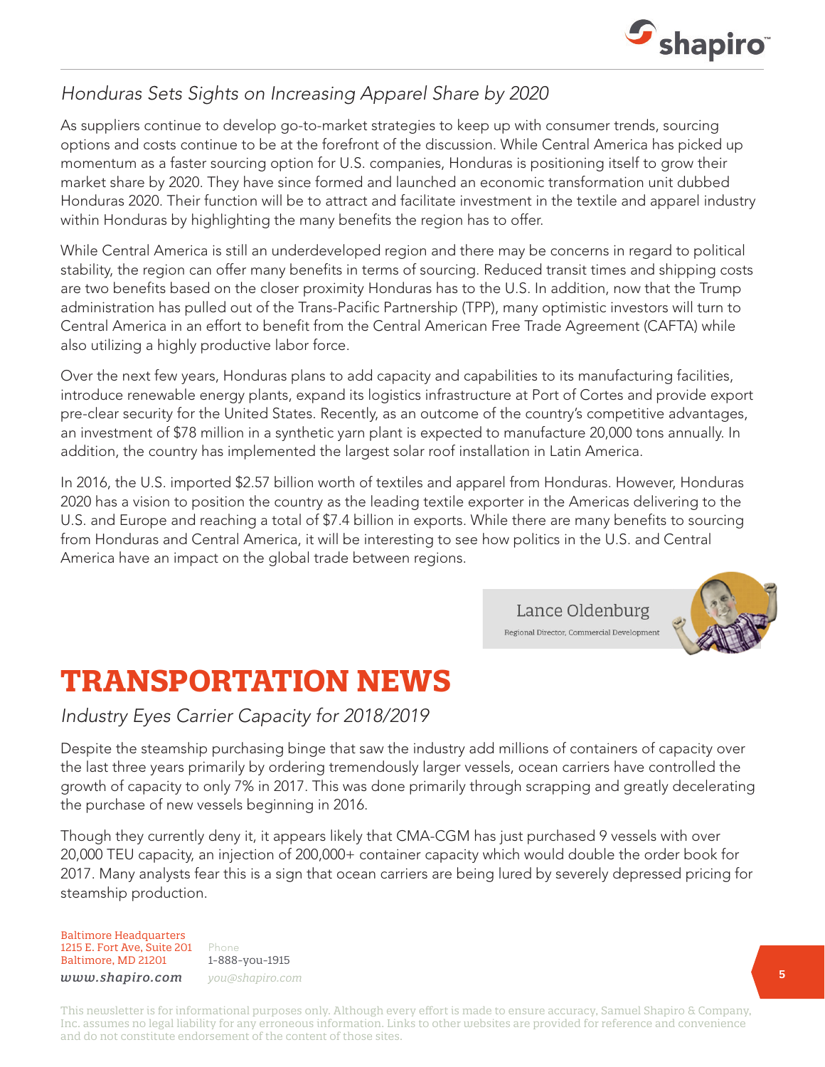## *Honduras Sets Sights on Increasing Apparel Share by 2020*

As suppliers continue to develop go-to-market strategies to keep up with consumer trends, sourcing options and costs continue to be at the forefront of the discussion. While Central America has picked up momentum as a faster sourcing option for U.S. companies, Honduras is positioning itself to grow their market share by 2020. They have since formed and launched an economic transformation unit dubbed Honduras 2020. Their function will be to attract and facilitate investment in the textile and apparel industry within Honduras by highlighting the many benefits the region has to offer.

While Central America is still an underdeveloped region and there may be concerns in regard to political stability, the region can offer many benefits in terms of sourcing. Reduced transit times and shipping costs are two benefits based on the closer proximity Honduras has to the U.S. In addition, now that the Trump administration has pulled out of the Trans-Pacific Partnership (TPP), many optimistic investors will turn to Central America in an effort to benefit from the Central American Free Trade Agreement (CAFTA) while also utilizing a highly productive labor force.

Over the next few years, Honduras plans to add capacity and capabilities to its manufacturing facilities, introduce renewable energy plants, expand its logistics infrastructure at Port of Cortes and provide export pre-clear security for the United States. Recently, as an outcome of the country's competitive advantages, an investment of $78 million in a synthetic yarn plant is expected to manufacture 20,000 tons annually. In addition, the country has implemented the largest solar roof installation in Latin America.

In 2016, the U.S. imported $2.57 billion worth of textiles and apparel from Honduras. However, Honduras 2020 has a vision to position the country as the leading textile exporter in the Americas delivering to the U.S. and Europe and reaching a total of $7.4 billion in exports. While there are many benefits to sourcing from Honduras and Central America, it will be interesting to see how politics in the U.S. and Central America have an impact on the global trade between regions.

Lance Oldenburg
Regional Director, Commercial Development

# TRANSPORTATION NEWS

## *Industry Eyes Carrier Capacity for 2018/2019*

Despite the steamship purchasing binge that saw the industry add millions of containers of capacity over the last three years primarily by ordering tremendously larger vessels, ocean carriers have controlled the growth of capacity to only 7% in 2017. This was done primarily through scrapping and greatly decelerating the purchase of new vessels beginning in 2016.

Though they currently deny it, it appears likely that CMA-CGM has just purchased 9 vessels with over 20,000 TEU capacity, an injection of 200,000+ container capacity which would double the order book for 2017. Many analysts fear this is a sign that ocean carriers are being lured by severely depressed pricing for steamship production.

Baltimore Headquarters
1215 E. Fort Ave, Suite 201
Baltimore, MD 21201
*www.shapiro.com*

Phone
1-888-you-1915
*you@shapiro.com*

This newsletter is for informational purposes only. Although every effort is made to ensure accuracy, Samuel Shapiro & Company, Inc. assumes no legal liability for any erroneous information. Links to other websites are provided for reference and convenience and do not constitute endorsement of the content of those sites.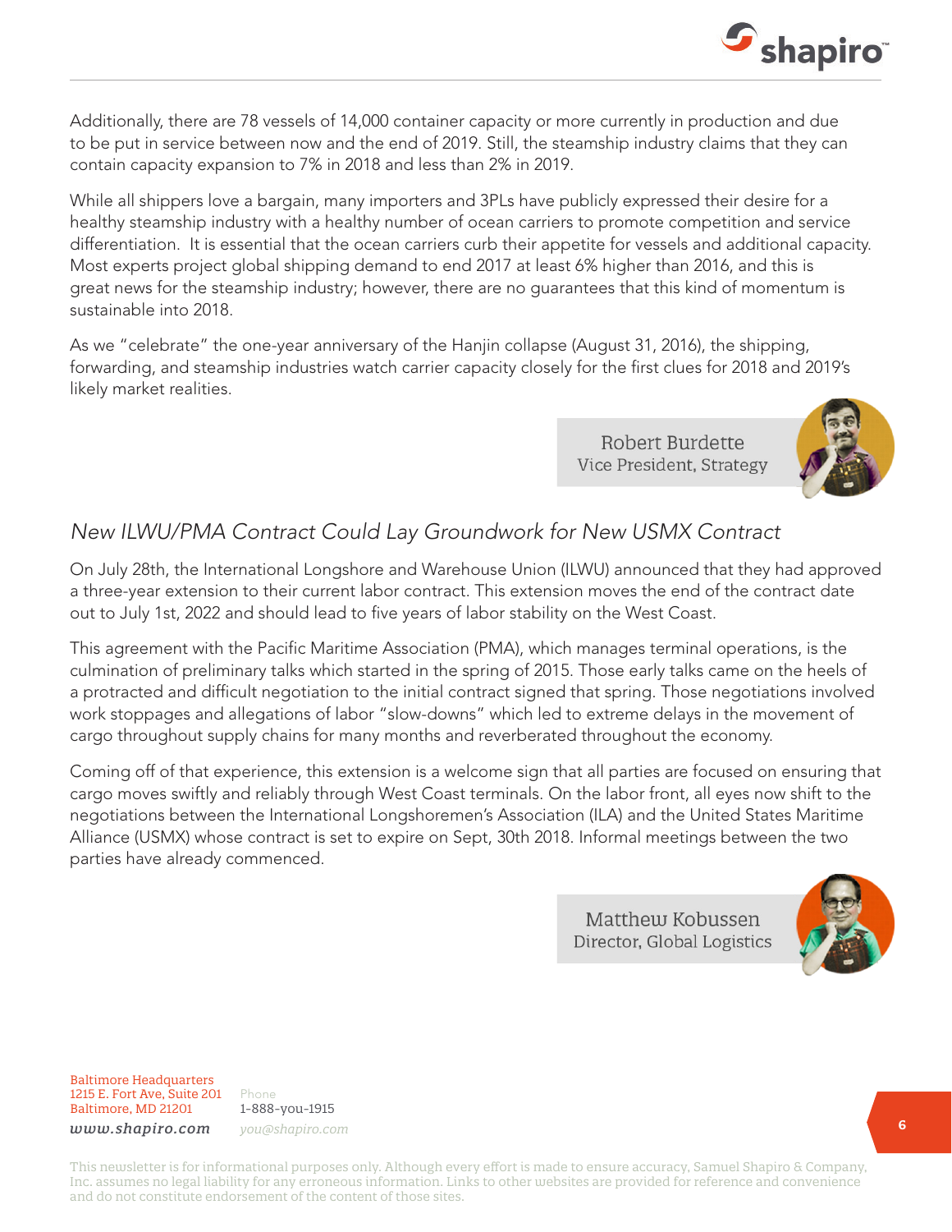Additionally, there are 78 vessels of 14,000 container capacity or more currently in production and due to be put in service between now and the end of 2019. Still, the steamship industry claims that they can contain capacity expansion to 7% in 2018 and less than 2% in 2019.

While all shippers love a bargain, many importers and 3PLs have publicly expressed their desire for a healthy steamship industry with a healthy number of ocean carriers to promote competition and service differentiation. It is essential that the ocean carriers curb their appetite for vessels and additional capacity. Most experts project global shipping demand to end 2017 at least 6% higher than 2016, and this is great news for the steamship industry; however, there are no guarantees that this kind of momentum is sustainable into 2018.

As we "celebrate" the one-year anniversary of the Hanjin collapse (August 31, 2016), the shipping, forwarding, and steamship industries watch carrier capacity closely for the first clues for 2018 and 2019's likely market realities.

Robert Burdette
Vice President, Strategy

## *New ILWU/PMA Contract Could Lay Groundwork for New USMX Contract*

On July 28th, the International Longshore and Warehouse Union (ILWU) announced that they had approved a three-year extension to their current labor contract. This extension moves the end of the contract date out to July 1st, 2022 and should lead to five years of labor stability on the West Coast.

This agreement with the Pacific Maritime Association (PMA), which manages terminal operations, is the culmination of preliminary talks which started in the spring of 2015. Those early talks came on the heels of a protracted and difficult negotiation to the initial contract signed that spring. Those negotiations involved work stoppages and allegations of labor "slow-downs" which led to extreme delays in the movement of cargo throughout supply chains for many months and reverberated throughout the economy.

Coming off of that experience, this extension is a welcome sign that all parties are focused on ensuring that cargo moves swiftly and reliably through West Coast terminals. On the labor front, all eyes now shift to the negotiations between the International Longshoremen's Association (ILA) and the United States Maritime Alliance (USMX) whose contract is set to expire on Sept, 30th 2018. Informal meetings between the two parties have already commenced.

Matthew Kobussen
Director, Global Logistics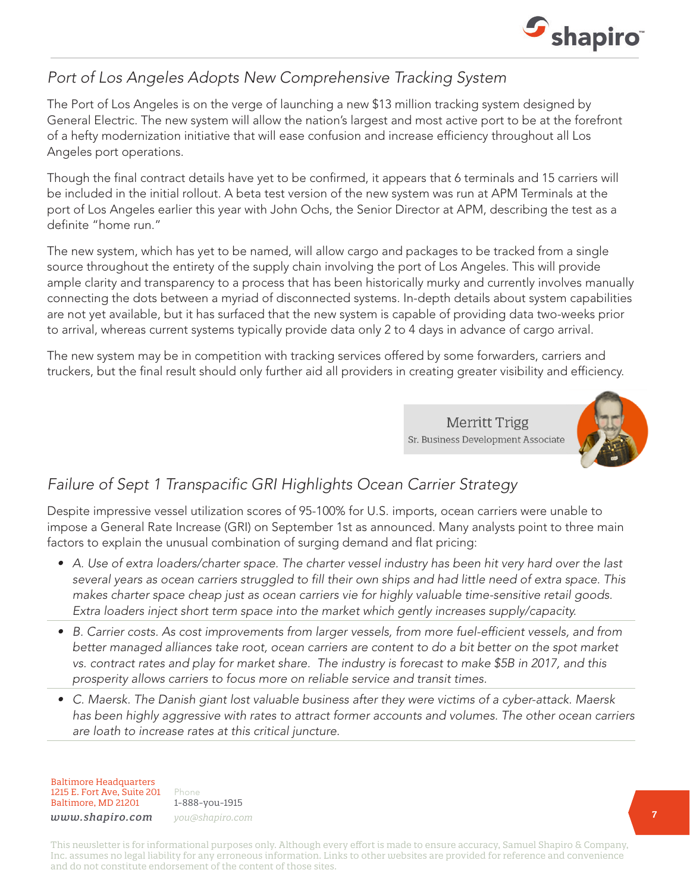## Port of Los Angeles Adopts New Comprehensive Tracking System

The Port of Los Angeles is on the verge of launching a new $13 million tracking system designed by General Electric. The new system will allow the nation's largest and most active port to be at the forefront of a hefty modernization initiative that will ease confusion and increase efficiency throughout all Los Angeles port operations.

Though the final contract details have yet to be confirmed, it appears that 6 terminals and 15 carriers will be included in the initial rollout. A beta test version of the new system was run at APM Terminals at the port of Los Angeles earlier this year with John Ochs, the Senior Director at APM, describing the test as a definite "home run."

The new system, which has yet to be named, will allow cargo and packages to be tracked from a single source throughout the entirety of the supply chain involving the port of Los Angeles. This will provide ample clarity and transparency to a process that has been historically murky and currently involves manually connecting the dots between a myriad of disconnected systems. In-depth details about system capabilities are not yet available, but it has surfaced that the new system is capable of providing data two-weeks prior to arrival, whereas current systems typically provide data only 2 to 4 days in advance of cargo arrival.

The new system may be in competition with tracking services offered by some forwarders, carriers and truckers, but the final result should only further aid all providers in creating greater visibility and efficiency.

Merritt Trigg
Sr. Business Development Associate

## Failure of Sept 1 Transpacific GRI Highlights Ocean Carrier Strategy

Despite impressive vessel utilization scores of 95-100% for U.S. imports, ocean carriers were unable to impose a General Rate Increase (GRI) on September 1st as announced. Many analysts point to three main factors to explain the unusual combination of surging demand and flat pricing:

- *A. Use of extra loaders/charter space. The charter vessel industry has been hit very hard over the last several years as ocean carriers struggled to fill their own ships and had little need of extra space. This makes charter space cheap just as ocean carriers vie for highly valuable time-sensitive retail goods. Extra loaders inject short term space into the market which gently increases supply/capacity.*
- *B. Carrier costs. As cost improvements from larger vessels, from more fuel-efficient vessels, and from better managed alliances take root, ocean carriers are content to do a bit better on the spot market vs. contract rates and play for market share. The industry is forecast to make $5B in 2017, and this prosperity allows carriers to focus more on reliable service and transit times.*
- *C. Maersk. The Danish giant lost valuable business after they were victims of a cyber-attack. Maersk has been highly aggressive with rates to attract former accounts and volumes. The other ocean carriers are loath to increase rates at this critical juncture.*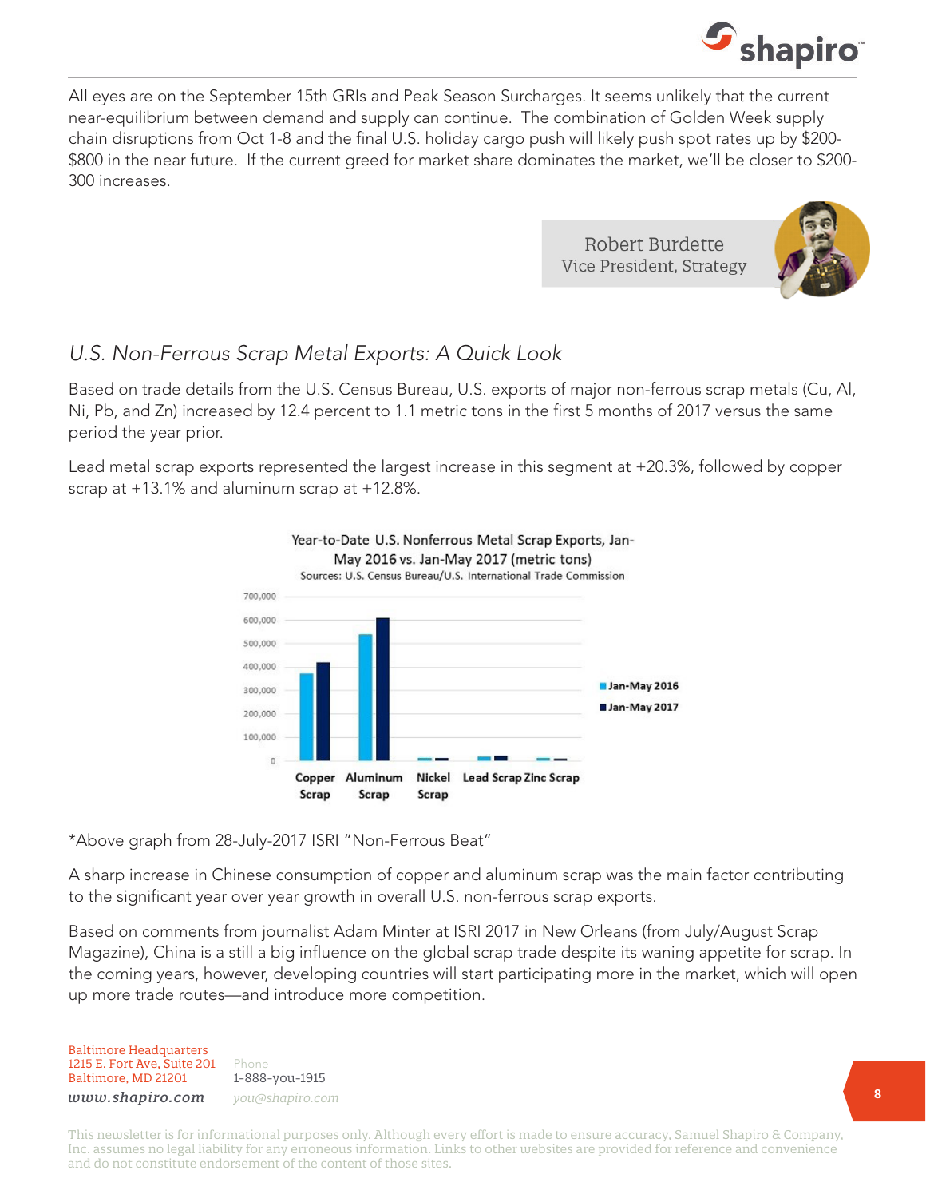All eyes are on the September 15th GRIs and Peak Season Surcharges. It seems unlikely that the current near-equilibrium between demand and supply can continue. The combination of Golden Week supply chain disruptions from Oct 1-8 and the final U.S. holiday cargo push will likely push spot rates up by $200-$800 in the near future. If the current greed for market share dominates the market, we'll be closer to $200-300 increases.

Robert Burdette
Vice President, Strategy

## *U.S. Non-Ferrous Scrap Metal Exports: A Quick Look*

Based on trade details from the U.S. Census Bureau, U.S. exports of major non-ferrous scrap metals (Cu, Al, Ni, Pb, and Zn) increased by 12.4 percent to 1.1 metric tons in the first 5 months of 2017 versus the same period the year prior.

Lead metal scrap exports represented the largest increase in this segment at +20.3%, followed by copper scrap at +13.1% and aluminum scrap at +12.8%.

**Year-to-Date U.S. Nonferrous Metal Scrap Exports, Jan-May 2016 vs. Jan-May 2017 (metric tons)**
Sources: U.S. Census Bureau/U.S. International Trade Commission

*Above graph from 28-July-2017 ISRI "Non-Ferrous Beat"

A sharp increase in Chinese consumption of copper and aluminum scrap was the main factor contributing to the significant year over year growth in overall U.S. non-ferrous scrap exports.

Based on comments from journalist Adam Minter at ISRI 2017 in New Orleans (from July/August Scrap Magazine), China is a still a big influence on the global scrap trade despite its waning appetite for scrap. In the coming years, however, developing countries will start participating more in the market, which will open up more trade routes—and introduce more competition.

Baltimore Headquarters
1215 E. Fort Ave, Suite 201
Baltimore, MD 21201
www.shapiro.com

Phone
1-888-you-1915
you@shapiro.com

This newsletter is for informational purposes only. Although every effort is made to ensure accuracy, Samuel Shapiro & Company, Inc. assumes no legal liability for any erroneous information. Links to other websites are provided for reference and convenience and do not constitute endorsement of the content of those sites.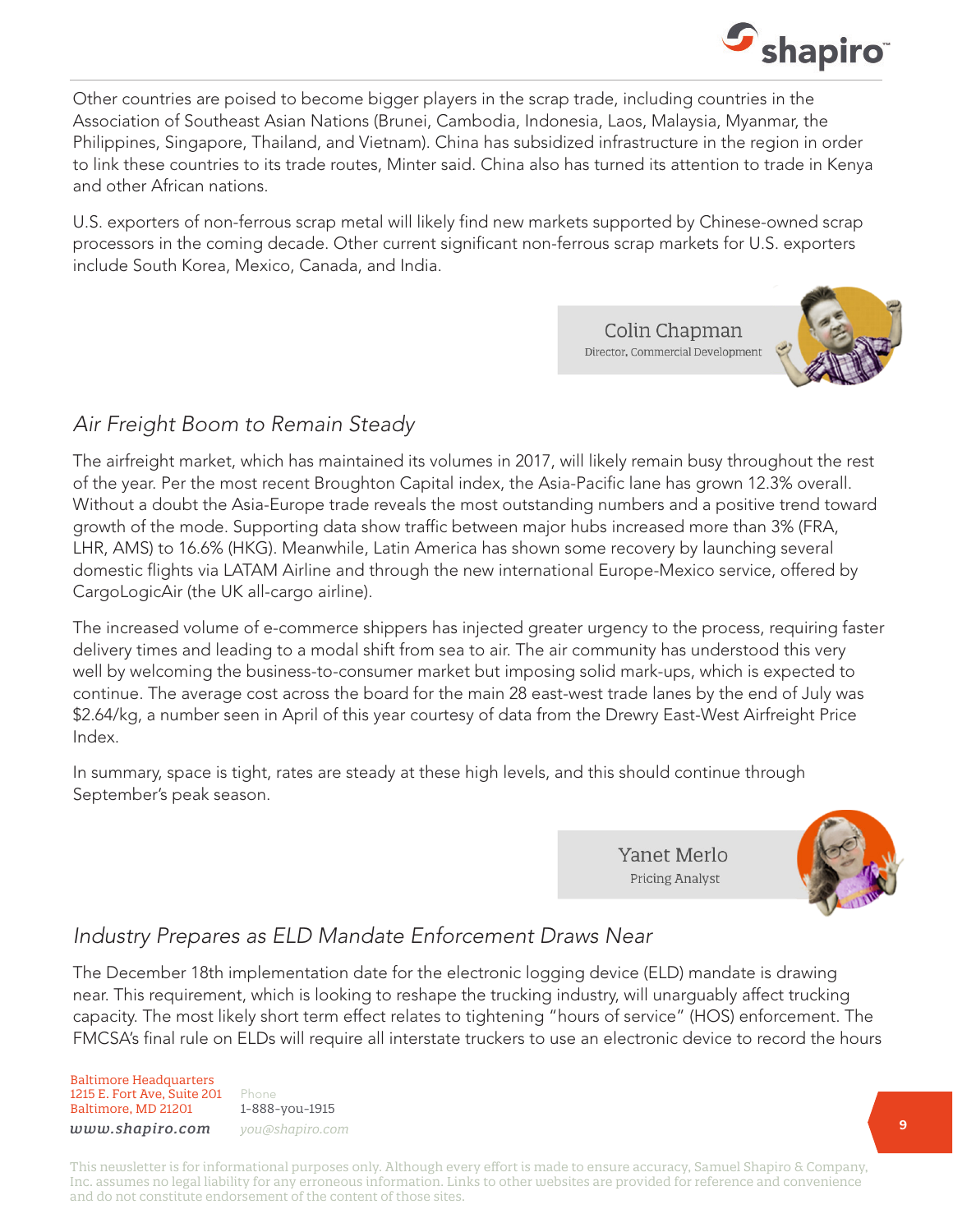Other countries are poised to become bigger players in the scrap trade, including countries in the Association of Southeast Asian Nations (Brunei, Cambodia, Indonesia, Laos, Malaysia, Myanmar, the Philippines, Singapore, Thailand, and Vietnam). China has subsidized infrastructure in the region in order to link these countries to its trade routes, Minter said. China also has turned its attention to trade in Kenya and other African nations.

U.S. exporters of non-ferrous scrap metal will likely find new markets supported by Chinese-owned scrap processors in the coming decade. Other current significant non-ferrous scrap markets for U.S. exporters include South Korea, Mexico, Canada, and India.

Colin Chapman
Director, Commercial Development

## *Air Freight Boom to Remain Steady*

The airfreight market, which has maintained its volumes in 2017, will likely remain busy throughout the rest of the year. Per the most recent Broughton Capital index, the Asia-Pacific lane has grown 12.3% overall. Without a doubt the Asia-Europe trade reveals the most outstanding numbers and a positive trend toward growth of the mode. Supporting data show traffic between major hubs increased more than 3% (FRA, LHR, AMS) to 16.6% (HKG). Meanwhile, Latin America has shown some recovery by launching several domestic flights via LATAM Airline and through the new international Europe-Mexico service, offered by CargoLogicAir (the UK all-cargo airline).

The increased volume of e-commerce shippers has injected greater urgency to the process, requiring faster delivery times and leading to a modal shift from sea to air. The air community has understood this very well by welcoming the business-to-consumer market but imposing solid mark-ups, which is expected to continue. The average cost across the board for the main 28 east-west trade lanes by the end of July was $2.64/kg, a number seen in April of this year courtesy of data from the Drewry East-West Airfreight Price Index.

In summary, space is tight, rates are steady at these high levels, and this should continue through September's peak season.

Yanet Merlo
Pricing Analyst

## *Industry Prepares as ELD Mandate Enforcement Draws Near*

The December 18th implementation date for the electronic logging device (ELD) mandate is drawing near. This requirement, which is looking to reshape the trucking industry, will unarguably affect trucking capacity. The most likely short term effect relates to tightening "hours of service" (HOS) enforcement. The FMCSA's final rule on ELDs will require all interstate truckers to use an electronic device to record the hours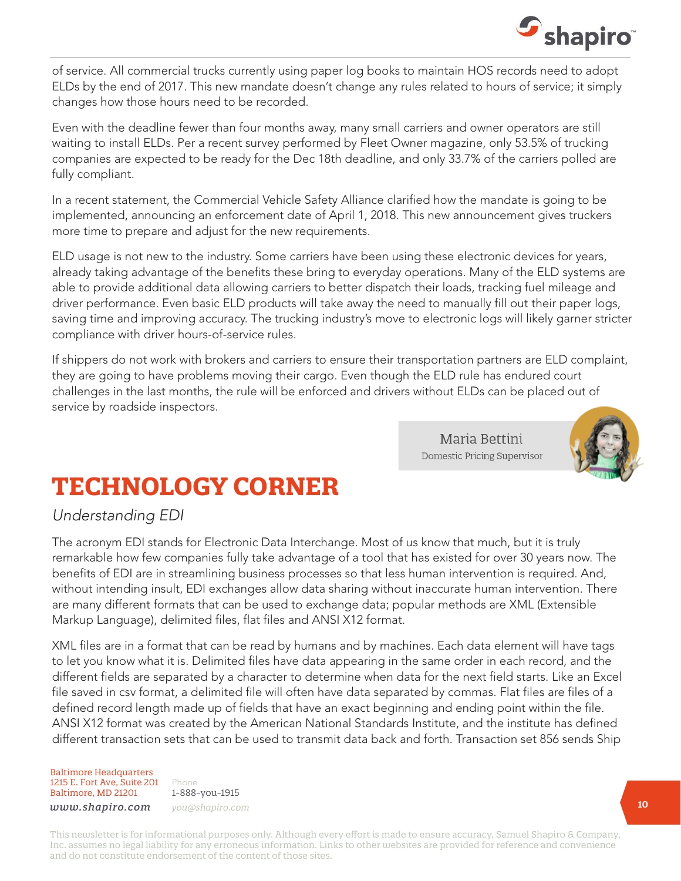of service. All commercial trucks currently using paper log books to maintain HOS records need to adopt ELDs by the end of 2017. This new mandate doesn't change any rules related to hours of service; it simply changes how those hours need to be recorded.

Even with the deadline fewer than four months away, many small carriers and owner operators are still waiting to install ELDs. Per a recent survey performed by Fleet Owner magazine, only 53.5% of trucking companies are expected to be ready for the Dec 18th deadline, and only 33.7% of the carriers polled are fully compliant.

In a recent statement, the Commercial Vehicle Safety Alliance clarified how the mandate is going to be implemented, announcing an enforcement date of April 1, 2018. This new announcement gives truckers more time to prepare and adjust for the new requirements.

ELD usage is not new to the industry. Some carriers have been using these electronic devices for years, already taking advantage of the benefits these bring to everyday operations. Many of the ELD systems are able to provide additional data allowing carriers to better dispatch their loads, tracking fuel mileage and driver performance. Even basic ELD products will take away the need to manually fill out their paper logs, saving time and improving accuracy. The trucking industry's move to electronic logs will likely garner stricter compliance with driver hours-of-service rules.

If shippers do not work with brokers and carriers to ensure their transportation partners are ELD complaint, they are going to have problems moving their cargo. Even though the ELD rule has endured court challenges in the last months, the rule will be enforced and drivers without ELDs can be placed out of service by roadside inspectors.

Maria Bettini
Domestic Pricing Supervisor

# TECHNOLOGY CORNER

*Understanding EDI*

The acronym EDI stands for Electronic Data Interchange. Most of us know that much, but it is truly remarkable how few companies fully take advantage of a tool that has existed for over 30 years now. The benefits of EDI are in streamlining business processes so that less human intervention is required. And, without intending insult, EDI exchanges allow data sharing without inaccurate human intervention. There are many different formats that can be used to exchange data; popular methods are XML (Extensible Markup Language), delimited files, flat files and ANSI X12 format.

XML files are in a format that can be read by humans and by machines. Each data element will have tags to let you know what it is. Delimited files have data appearing in the same order in each record, and the different fields are separated by a character to determine when data for the next field starts. Like an Excel file saved in csv format, a delimited file will often have data separated by commas. Flat files are files of a defined record length made up of fields that have an exact beginning and ending point within the file. ANSI X12 format was created by the American National Standards Institute, and the institute has defined different transaction sets that can be used to transmit data back and forth. Transaction set 856 sends Ship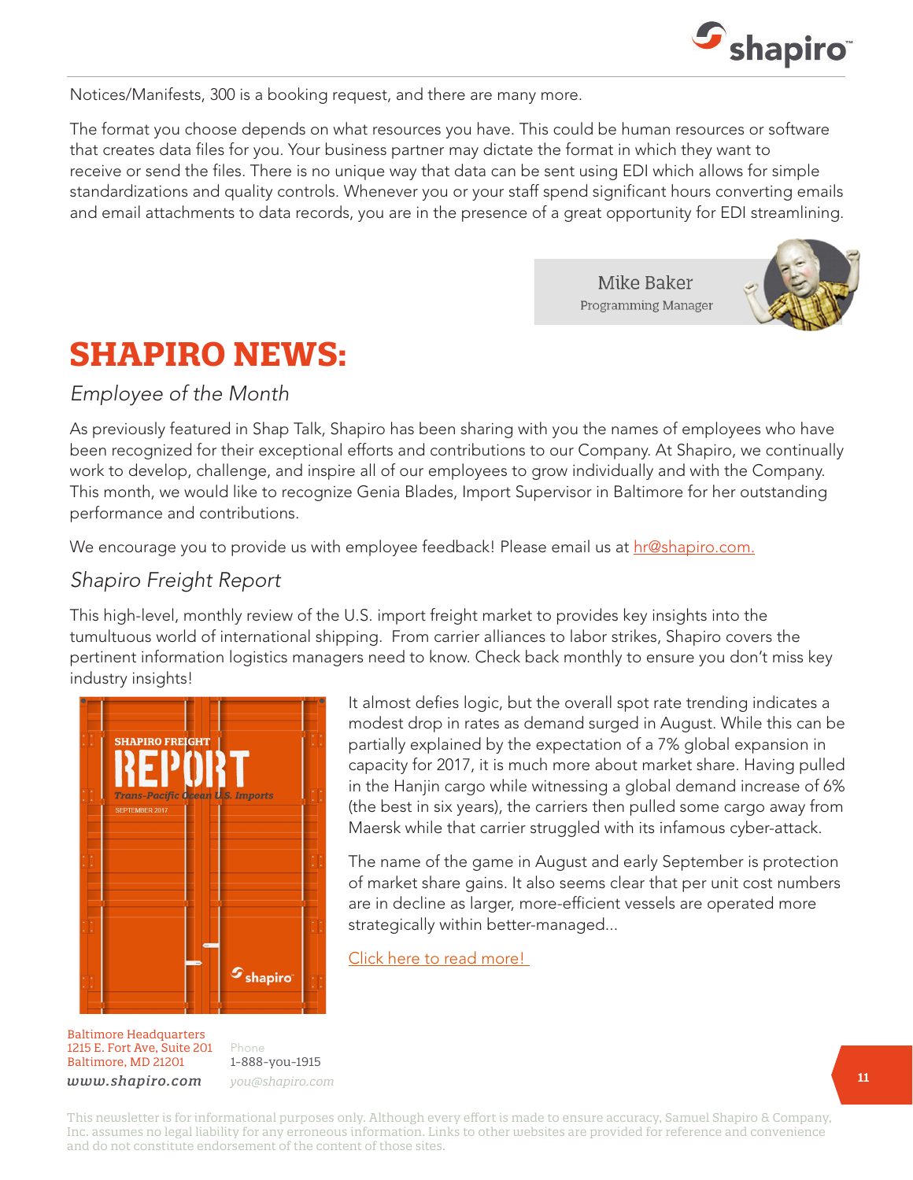Notices/Manifests, 300 is a booking request, and there are many more.

The format you choose depends on what resources you have. This could be human resources or software that creates data files for you. Your business partner may dictate the format in which they want to receive or send the files. There is no unique way that data can be sent using EDI which allows for simple standardizations and quality controls. Whenever you or your staff spend significant hours converting emails and email attachments to data records, you are in the presence of a great opportunity for EDI streamlining.

Mike Baker
Programming Manager

# SHAPIRO NEWS:

## *Employee of the Month*

As previously featured in Shap Talk, Shapiro has been sharing with you the names of employees who have been recognized for their exceptional efforts and contributions to our Company. At Shapiro, we continually work to develop, challenge, and inspire all of our employees to grow individually and with the Company. This month, we would like to recognize Genia Blades, Import Supervisor in Baltimore for her outstanding performance and contributions.

We encourage you to provide us with employee feedback! Please email us at hr@shapiro.com.

## *Shapiro Freight Report*

This high-level, monthly review of the U.S. import freight market to provides key insights into the tumultuous world of international shipping. From carrier alliances to labor strikes, Shapiro covers the pertinent information logistics managers need to know. Check back monthly to ensure you don't miss key industry insights!

SHAPIRO FREIGHT
REPORT
*Trans-Pacific Ocean U.S. Imports*
SEPTEMBER 2017
shapiro

It almost defies logic, but the overall spot rate trending indicates a modest drop in rates as demand surged in August. While this can be partially explained by the expectation of a 7% global expansion in capacity for 2017, it is much more about market share. Having pulled in the Hanjin cargo while witnessing a global demand increase of 6% (the best in six years), the carriers then pulled some cargo away from Maersk while that carrier struggled with its infamous cyber-attack.

The name of the game in August and early September is protection of market share gains. It also seems clear that per unit cost numbers are in decline as larger, more-efficient vessels are operated more strategically within better-managed...

Click here to read more!

Baltimore Headquarters
1215 E. Fort Ave, Suite 201
Baltimore, MD 21201
*www.shapiro.com*

Phone
1-888-you-1915
*you@shapiro.com*

This newsletter is for informational purposes only. Although every effort is made to ensure accuracy, Samuel Shapiro & Company, Inc. assumes no legal liability for any erroneous information. Links to other websites are provided for reference and convenience and do not constitute endorsement of the content of those sites.